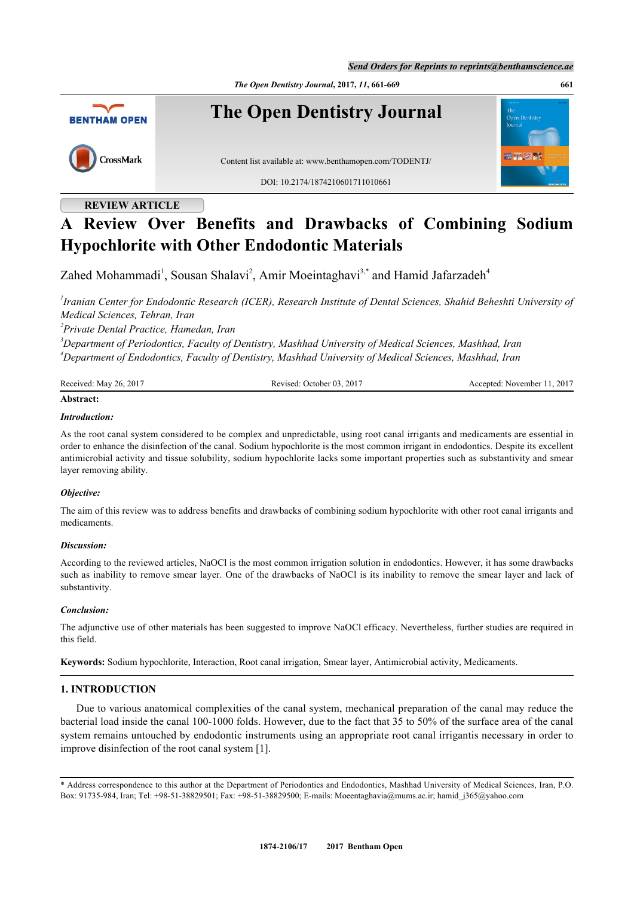REVIEW ARTICLE

# A Review Over Benefits and Drawbacks of Combining Sodium Hypochlorite with Other Endodontic Materials

Zahed Mohammadi[1], Sousan Shalavi[2], Amir Moeintaghavi[3,*] and Hamid Jafarzadeh[4]

[1]*Iranian Center for Endodontic Research (ICER), Research Institute of Dental Sciences, Shahid Beheshti University of Medical Sciences, Tehran, Iran*
[2]*Private Dental Practice, Hamedan, Iran*
[3]*Department of Periodontics, Faculty of Dentistry, Mashhad University of Medical Sciences, Mashhad, Iran*
[4]*Department of Endodontics, Faculty of Dentistry, Mashhad University of Medical Sciences, Mashhad, Iran*

Received: May 26, 2017 Revised: October 03, 2017 Accepted: November 11, 2017

**Abstract:**

***Introduction:***

As the root canal system considered to be complex and unpredictable, using root canal irrigants and medicaments are essential in order to enhance the disinfection of the canal. Sodium hypochlorite is the most common irrigant in endodontics. Despite its excellent antimicrobial activity and tissue solubility, sodium hypochlorite lacks some important properties such as substantivity and smear layer removing ability.

***Objective:***

The aim of this review was to address benefits and drawbacks of combining sodium hypochlorite with other root canal irrigants and medicaments.

***Discussion:***

According to the reviewed articles, NaOCl is the most common irrigation solution in endodontics. However, it has some drawbacks such as inability to remove smear layer. One of the drawbacks of NaOCl is its inability to remove the smear layer and lack of substantivity.

***Conclusion:***

The adjunctive use of other materials has been suggested to improve NaOCl efficacy. Nevertheless, further studies are required in this field.

**Keywords:** Sodium hypochlorite, Interaction, Root canal irrigation, Smear layer, Antimicrobial activity, Medicaments.

## 1. INTRODUCTION

Due to various anatomical complexities of the canal system, mechanical preparation of the canal may reduce the bacterial load inside the canal 100-1000 folds. However, due to the fact that 35 to 50% of the surface area of the canal system remains untouched by endodontic instruments using an appropriate root canal irrigantis necessary in order to improve disinfection of the root canal system [1].

\* Address correspondence to this author at the Department of Periodontics and Endodontics, Mashhad University of Medical Sciences, Iran, P.O. Box: 91735-984, Iran; Tel: +98-51-38829501; Fax: +98-51-38829500; E-mails: Moeentaghavia@mums.ac.ir; hamid_j365@yahoo.com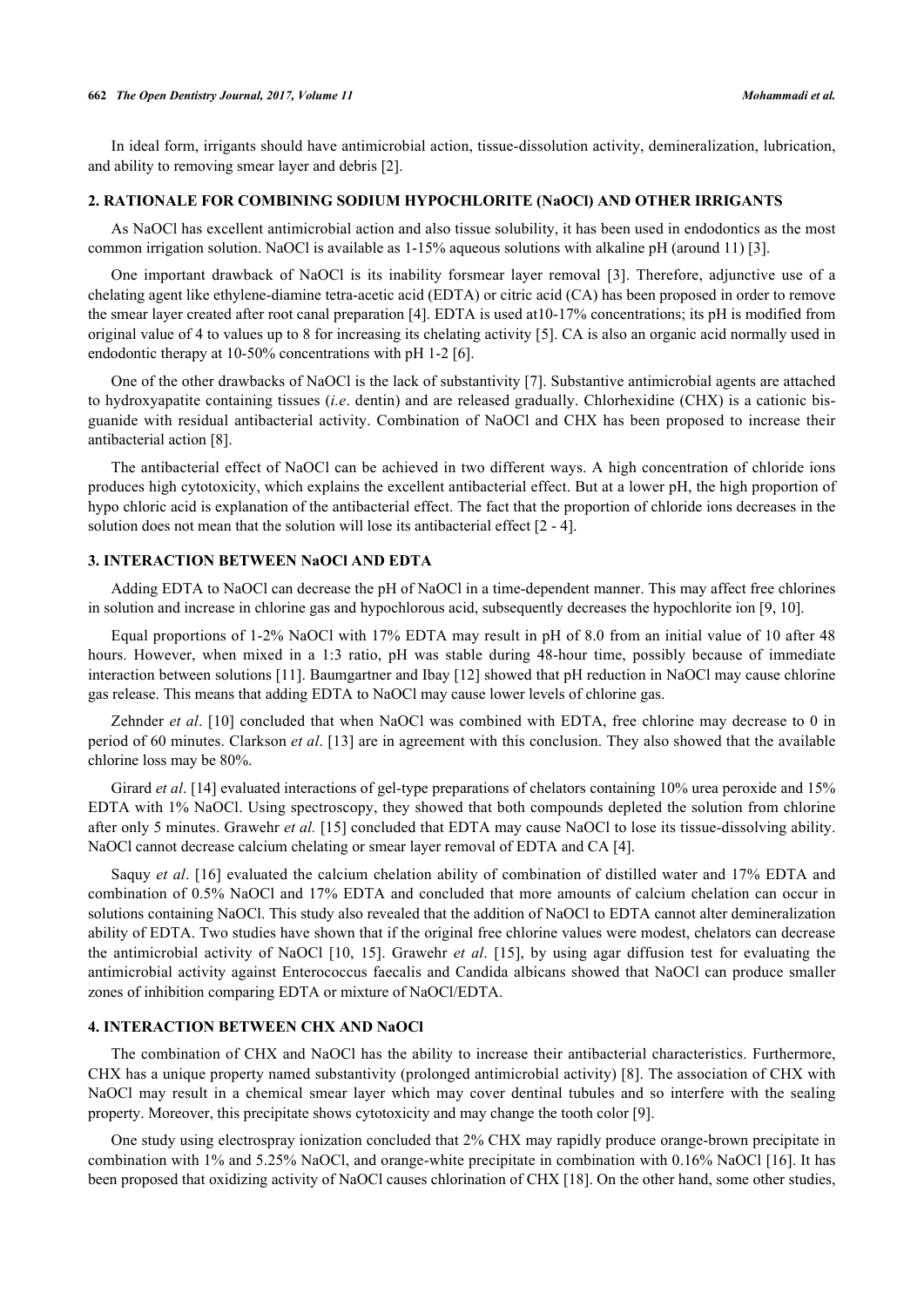In ideal form, irrigants should have antimicrobial action, tissue-dissolution activity, demineralization, lubrication, and ability to removing smear layer and debris [2].

## 2. RATIONALE FOR COMBINING SODIUM HYPOCHLORITE (NaOCl) AND OTHER IRRIGANTS

As NaOCl has excellent antimicrobial action and also tissue solubility, it has been used in endodontics as the most common irrigation solution. NaOCl is available as 1-15% aqueous solutions with alkaline pH (around 11) [3].

One important drawback of NaOCl is its inability forsmear layer removal [3]. Therefore, adjunctive use of a chelating agent like ethylene-diamine tetra-acetic acid (EDTA) or citric acid (CA) has been proposed in order to remove the smear layer created after root canal preparation [4]. EDTA is used at10-17% concentrations; its pH is modified from original value of 4 to values up to 8 for increasing its chelating activity [5]. CA is also an organic acid normally used in endodontic therapy at 10-50% concentrations with pH 1-2 [6].

One of the other drawbacks of NaOCl is the lack of substantivity [7]. Substantive antimicrobial agents are attached to hydroxyapatite containing tissues (*i.e*. dentin) and are released gradually. Chlorhexidine (CHX) is a cationic bis-guanide with residual antibacterial activity. Combination of NaOCl and CHX has been proposed to increase their antibacterial action [8].

The antibacterial effect of NaOCl can be achieved in two different ways. A high concentration of chloride ions produces high cytotoxicity, which explains the excellent antibacterial effect. But at a lower pH, the high proportion of hypo chloric acid is explanation of the antibacterial effect. The fact that the proportion of chloride ions decreases in the solution does not mean that the solution will lose its antibacterial effect [2 - 4].

## 3. INTERACTION BETWEEN NaOCl AND EDTA

Adding EDTA to NaOCl can decrease the pH of NaOCl in a time-dependent manner. This may affect free chlorines in solution and increase in chlorine gas and hypochlorous acid, subsequently decreases the hypochlorite ion [9, 10].

Equal proportions of 1-2% NaOCl with 17% EDTA may result in pH of 8.0 from an initial value of 10 after 48 hours. However, when mixed in a 1:3 ratio, pH was stable during 48-hour time, possibly because of immediate interaction between solutions [11]. Baumgartner and Ibay [12] showed that pH reduction in NaOCl may cause chlorine gas release. This means that adding EDTA to NaOCl may cause lower levels of chlorine gas.

Zehnder *et al*. [10] concluded that when NaOCl was combined with EDTA, free chlorine may decrease to 0 in period of 60 minutes. Clarkson *et al*. [13] are in agreement with this conclusion. They also showed that the available chlorine loss may be 80%.

Girard *et al*. [14] evaluated interactions of gel-type preparations of chelators containing 10% urea peroxide and 15% EDTA with 1% NaOCl. Using spectroscopy, they showed that both compounds depleted the solution from chlorine after only 5 minutes. Grawehr *et al.* [15] concluded that EDTA may cause NaOCl to lose its tissue-dissolving ability. NaOCl cannot decrease calcium chelating or smear layer removal of EDTA and CA [4].

Saquy *et al*. [16] evaluated the calcium chelation ability of combination of distilled water and 17% EDTA and combination of 0.5% NaOCl and 17% EDTA and concluded that more amounts of calcium chelation can occur in solutions containing NaOCl. This study also revealed that the addition of NaOCl to EDTA cannot alter demineralization ability of EDTA. Two studies have shown that if the original free chlorine values were modest, chelators can decrease the antimicrobial activity of NaOCl [10, 15]. Grawehr *et al*. [15], by using agar diffusion test for evaluating the antimicrobial activity against Enterococcus faecalis and Candida albicans showed that NaOCl can produce smaller zones of inhibition comparing EDTA or mixture of NaOCl/EDTA.

## 4. INTERACTION BETWEEN CHX AND NaOCl

The combination of CHX and NaOCl has the ability to increase their antibacterial characteristics. Furthermore, CHX has a unique property named substantivity (prolonged antimicrobial activity) [8]. The association of CHX with NaOCl may result in a chemical smear layer which may cover dentinal tubules and so interfere with the sealing property. Moreover, this precipitate shows cytotoxicity and may change the tooth color [9].

One study using electrospray ionization concluded that 2% CHX may rapidly produce orange-brown precipitate in combination with 1% and 5.25% NaOCl, and orange-white precipitate in combination with 0.16% NaOCl [16]. It has been proposed that oxidizing activity of NaOCl causes chlorination of CHX [18]. On the other hand, some other studies,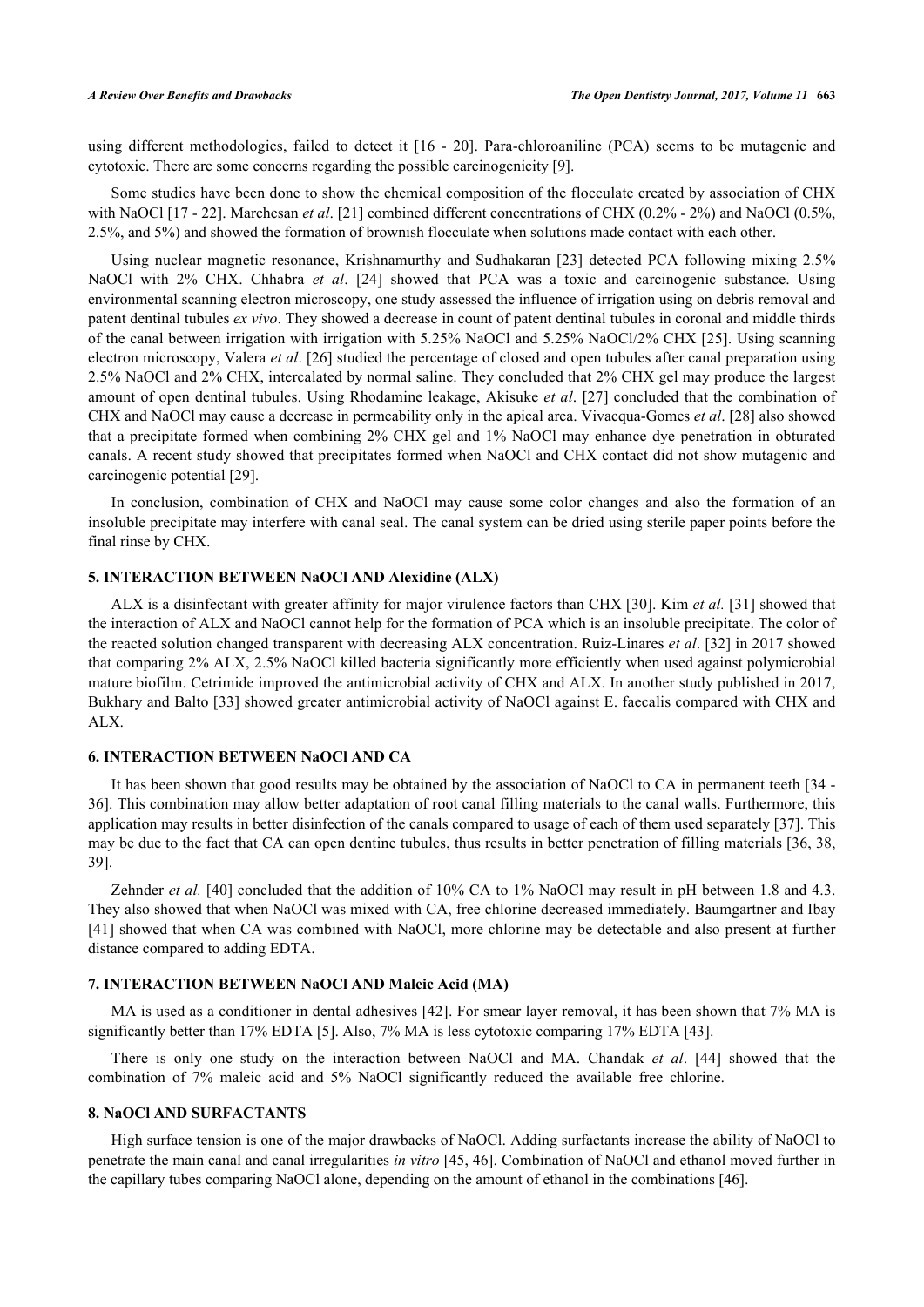using different methodologies, failed to detect it [16 - 20]. Para-chloroaniline (PCA) seems to be mutagenic and cytotoxic. There are some concerns regarding the possible carcinogenicity [9].

Some studies have been done to show the chemical composition of the flocculate created by association of CHX with NaOCl [17 - 22]. Marchesan *et al*. [21] combined different concentrations of CHX (0.2% - 2%) and NaOCl (0.5%, 2.5%, and 5%) and showed the formation of brownish flocculate when solutions made contact with each other.

Using nuclear magnetic resonance, Krishnamurthy and Sudhakaran [23] detected PCA following mixing 2.5% NaOCl with 2% CHX. Chhabra *et al*. [24] showed that PCA was a toxic and carcinogenic substance. Using environmental scanning electron microscopy, one study assessed the influence of irrigation using on debris removal and patent dentinal tubules *ex vivo*. They showed a decrease in count of patent dentinal tubules in coronal and middle thirds of the canal between irrigation with irrigation with 5.25% NaOCl and 5.25% NaOCl/2% CHX [25]. Using scanning electron microscopy, Valera *et al*. [26] studied the percentage of closed and open tubules after canal preparation using 2.5% NaOCl and 2% CHX, intercalated by normal saline. They concluded that 2% CHX gel may produce the largest amount of open dentinal tubules. Using Rhodamine leakage, Akisuke *et al*. [27] concluded that the combination of CHX and NaOCl may cause a decrease in permeability only in the apical area. Vivacqua-Gomes *et al*. [28] also showed that a precipitate formed when combining 2% CHX gel and 1% NaOCl may enhance dye penetration in obturated canals. A recent study showed that precipitates formed when NaOCl and CHX contact did not show mutagenic and carcinogenic potential [29].

In conclusion, combination of CHX and NaOCl may cause some color changes and also the formation of an insoluble precipitate may interfere with canal seal. The canal system can be dried using sterile paper points before the final rinse by CHX.

## 5. INTERACTION BETWEEN NaOCl AND Alexidine (ALX)

ALX is a disinfectant with greater affinity for major virulence factors than CHX [30]. Kim *et al.* [31] showed that the interaction of ALX and NaOCl cannot help for the formation of PCA which is an insoluble precipitate. The color of the reacted solution changed transparent with decreasing ALX concentration. Ruiz-Linares *et al*. [32] in 2017 showed that comparing 2% ALX, 2.5% NaOCl killed bacteria significantly more efficiently when used against polymicrobial mature biofilm. Cetrimide improved the antimicrobial activity of CHX and ALX. In another study published in 2017, Bukhary and Balto [33] showed greater antimicrobial activity of NaOCl against E. faecalis compared with CHX and ALX.

## 6. INTERACTION BETWEEN NaOCl AND CA

It has been shown that good results may be obtained by the association of NaOCl to CA in permanent teeth [34 - 36]. This combination may allow better adaptation of root canal filling materials to the canal walls. Furthermore, this application may results in better disinfection of the canals compared to usage of each of them used separately [37]. This may be due to the fact that CA can open dentine tubules, thus results in better penetration of filling materials [36, 38, 39].

Zehnder *et al.* [40] concluded that the addition of 10% CA to 1% NaOCl may result in pH between 1.8 and 4.3. They also showed that when NaOCl was mixed with CA, free chlorine decreased immediately. Baumgartner and Ibay [41] showed that when CA was combined with NaOCl, more chlorine may be detectable and also present at further distance compared to adding EDTA.

## 7. INTERACTION BETWEEN NaOCl AND Maleic Acid (MA)

MA is used as a conditioner in dental adhesives [42]. For smear layer removal, it has been shown that 7% MA is significantly better than 17% EDTA [5]. Also, 7% MA is less cytotoxic comparing 17% EDTA [43].

There is only one study on the interaction between NaOCl and MA. Chandak *et al*. [44] showed that the combination of 7% maleic acid and 5% NaOCl significantly reduced the available free chlorine.

## 8. NaOCl AND SURFACTANTS

High surface tension is one of the major drawbacks of NaOCl. Adding surfactants increase the ability of NaOCl to penetrate the main canal and canal irregularities *in vitro* [45, 46]. Combination of NaOCl and ethanol moved further in the capillary tubes comparing NaOCl alone, depending on the amount of ethanol in the combinations [46].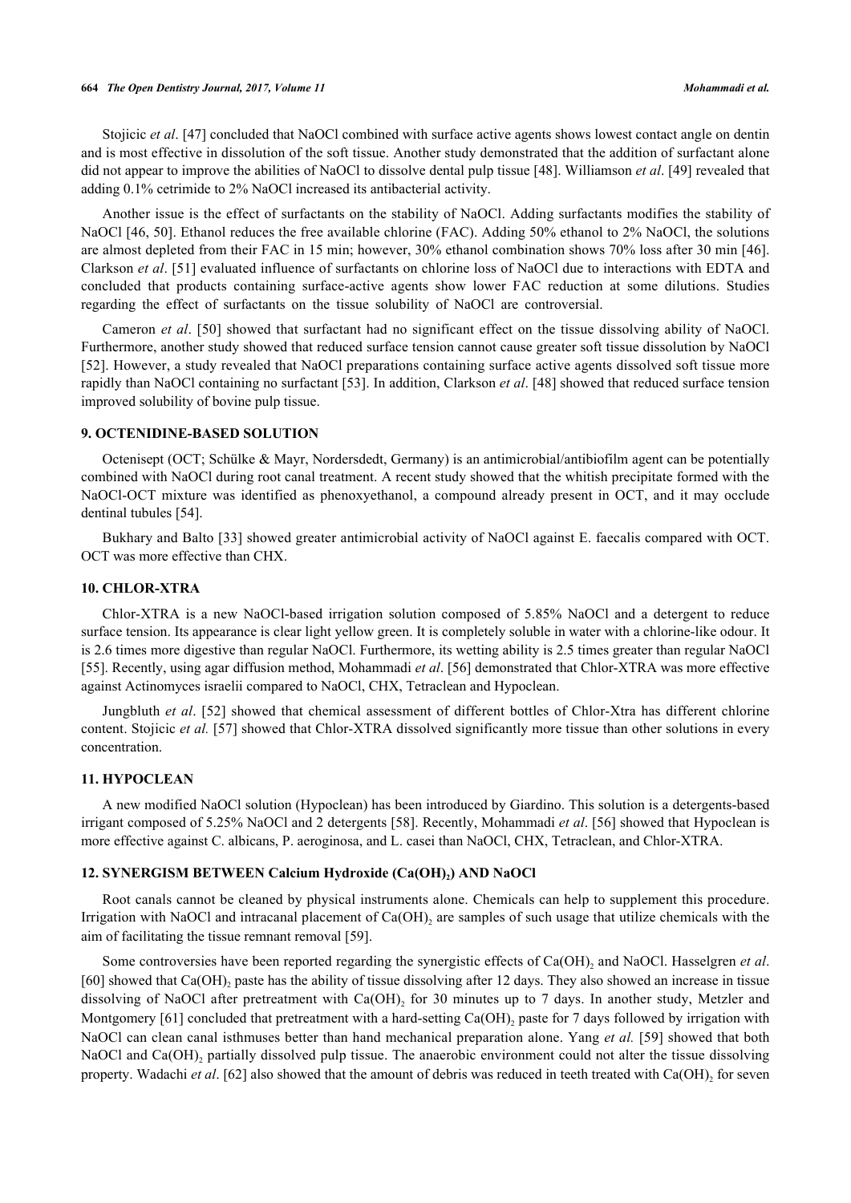Stojicic *et al*. [47] concluded that NaOCl combined with surface active agents shows lowest contact angle on dentin and is most effective in dissolution of the soft tissue. Another study demonstrated that the addition of surfactant alone did not appear to improve the abilities of NaOCl to dissolve dental pulp tissue [48]. Williamson *et al*. [49] revealed that adding 0.1% cetrimide to 2% NaOCl increased its antibacterial activity.

Another issue is the effect of surfactants on the stability of NaOCl. Adding surfactants modifies the stability of NaOCl [46, 50]. Ethanol reduces the free available chlorine (FAC). Adding 50% ethanol to 2% NaOCl, the solutions are almost depleted from their FAC in 15 min; however, 30% ethanol combination shows 70% loss after 30 min [46]. Clarkson *et al*. [51] evaluated influence of surfactants on chlorine loss of NaOCl due to interactions with EDTA and concluded that products containing surface-active agents show lower FAC reduction at some dilutions. Studies regarding the effect of surfactants on the tissue solubility of NaOCl are controversial.

Cameron *et al*. [50] showed that surfactant had no significant effect on the tissue dissolving ability of NaOCl. Furthermore, another study showed that reduced surface tension cannot cause greater soft tissue dissolution by NaOCl [52]. However, a study revealed that NaOCl preparations containing surface active agents dissolved soft tissue more rapidly than NaOCl containing no surfactant [53]. In addition, Clarkson *et al*. [48] showed that reduced surface tension improved solubility of bovine pulp tissue.

## 9. OCTENIDINE-BASED SOLUTION

Octenisept (OCT; Schülke & Mayr, Nordersdedt, Germany) is an antimicrobial/antibiofilm agent can be potentially combined with NaOCl during root canal treatment. A recent study showed that the whitish precipitate formed with the NaOCl-OCT mixture was identified as phenoxyethanol, a compound already present in OCT, and it may occlude dentinal tubules [54].

Bukhary and Balto [33] showed greater antimicrobial activity of NaOCl against E. faecalis compared with OCT. OCT was more effective than CHX.

## 10. CHLOR-XTRA

Chlor-XTRA is a new NaOCl-based irrigation solution composed of 5.85% NaOCl and a detergent to reduce surface tension. Its appearance is clear light yellow green. It is completely soluble in water with a chlorine-like odour. It is 2.6 times more digestive than regular NaOCl. Furthermore, its wetting ability is 2.5 times greater than regular NaOCl [55]. Recently, using agar diffusion method, Mohammadi *et al*. [56] demonstrated that Chlor-XTRA was more effective against Actinomyces israelii compared to NaOCl, CHX, Tetraclean and Hypoclean.

Jungbluth *et al*. [52] showed that chemical assessment of different bottles of Chlor-Xtra has different chlorine content. Stojicic *et al.* [57] showed that Chlor-XTRA dissolved significantly more tissue than other solutions in every concentration.

## 11. HYPOCLEAN

A new modified NaOCl solution (Hypoclean) has been introduced by Giardino. This solution is a detergents-based irrigant composed of 5.25% NaOCl and 2 detergents [58]. Recently, Mohammadi *et al*. [56] showed that Hypoclean is more effective against C. albicans, P. aeroginosa, and L. casei than NaOCl, CHX, Tetraclean, and Chlor-XTRA.

## 12. SYNERGISM BETWEEN Calcium Hydroxide ($Ca(OH)_2$) AND NaOCl

Root canals cannot be cleaned by physical instruments alone. Chemicals can help to supplement this procedure. Irrigation with NaOCl and intracanal placement of $Ca(OH)_2$ are samples of such usage that utilize chemicals with the aim of facilitating the tissue remnant removal [59].

Some controversies have been reported regarding the synergistic effects of $Ca(OH)_2$ and NaOCl. Hasselgren *et al*. [60] showed that $Ca(OH)_2$ paste has the ability of tissue dissolving after 12 days. They also showed an increase in tissue dissolving of NaOCl after pretreatment with $Ca(OH)_2$ for 30 minutes up to 7 days. In another study, Metzler and Montgomery [61] concluded that pretreatment with a hard-setting $Ca(OH)_2$ paste for 7 days followed by irrigation with NaOCl can clean canal isthmuses better than hand mechanical preparation alone. Yang *et al.* [59] showed that both NaOCl and $Ca(OH)_2$ partially dissolved pulp tissue. The anaerobic environment could not alter the tissue dissolving property. Wadachi *et al*. [62] also showed that the amount of debris was reduced in teeth treated with $Ca(OH)_2$ for seven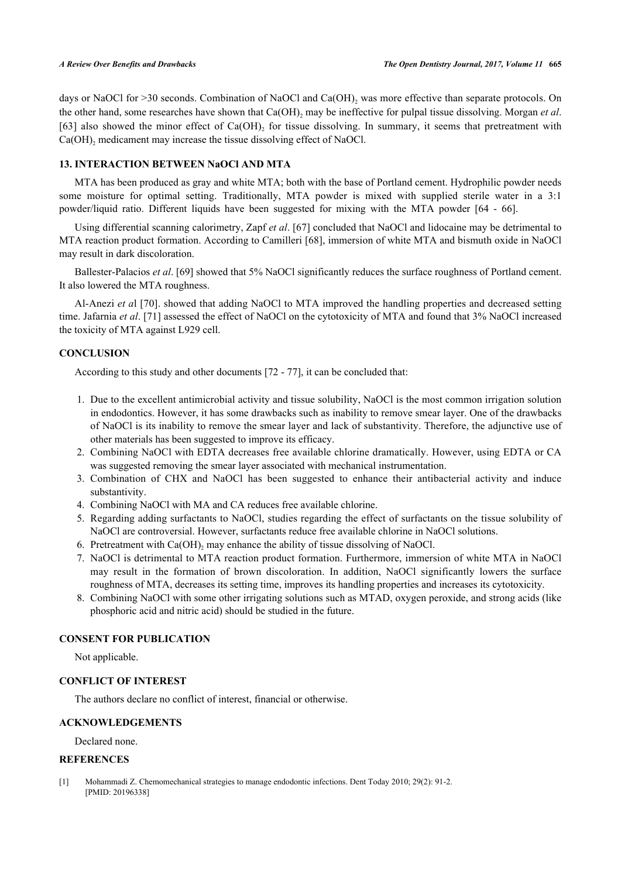days or NaOCl for >30 seconds. Combination of NaOCl and $Ca(OH)_2$ was more effective than separate protocols. On the other hand, some researches have shown that $Ca(OH)_2$ may be ineffective for pulpal tissue dissolving. Morgan *et al*. [63] also showed the minor effect of $Ca(OH)_2$ for tissue dissolving. In summary, it seems that pretreatment with $Ca(OH)_2$ medicament may increase the tissue dissolving effect of NaOCl.

## 13. INTERACTION BETWEEN NaOCl AND MTA

MTA has been produced as gray and white MTA; both with the base of Portland cement. Hydrophilic powder needs some moisture for optimal setting. Traditionally, MTA powder is mixed with supplied sterile water in a 3:1 powder/liquid ratio. Different liquids have been suggested for mixing with the MTA powder [64 - 66].

Using differential scanning calorimetry, Zapf *et al*. [67] concluded that NaOCl and lidocaine may be detrimental to MTA reaction product formation. According to Camilleri [68], immersion of white MTA and bismuth oxide in NaOCl may result in dark discoloration.

Ballester-Palacios *et al*. [69] showed that 5% NaOCl significantly reduces the surface roughness of Portland cement. It also lowered the MTA roughness.

Al-Anezi *et a*l [70]. showed that adding NaOCl to MTA improved the handling properties and decreased setting time. Jafarnia *et al*. [71] assessed the effect of NaOCl on the cytotoxicity of MTA and found that 3% NaOCl increased the toxicity of MTA against L929 cell.

## CONCLUSION

According to this study and other documents [72 - 77], it can be concluded that:

1. Due to the excellent antimicrobial activity and tissue solubility, NaOCl is the most common irrigation solution in endodontics. However, it has some drawbacks such as inability to remove smear layer. One of the drawbacks of NaOCl is its inability to remove the smear layer and lack of substantivity. Therefore, the adjunctive use of other materials has been suggested to improve its efficacy.
2. Combining NaOCl with EDTA decreases free available chlorine dramatically. However, using EDTA or CA was suggested removing the smear layer associated with mechanical instrumentation.
3. Combination of CHX and NaOCl has been suggested to enhance their antibacterial activity and induce substantivity.
4. Combining NaOCl with MA and CA reduces free available chlorine.
5. Regarding adding surfactants to NaOCl, studies regarding the effect of surfactants on the tissue solubility of NaOCl are controversial. However, surfactants reduce free available chlorine in NaOCl solutions.
6. Pretreatment with $Ca(OH)_2$ may enhance the ability of tissue dissolving of NaOCl.
7. NaOCl is detrimental to MTA reaction product formation. Furthermore, immersion of white MTA in NaOCl may result in the formation of brown discoloration. In addition, NaOCl significantly lowers the surface roughness of MTA, decreases its setting time, improves its handling properties and increases its cytotoxicity.
8. Combining NaOCl with some other irrigating solutions such as MTAD, oxygen peroxide, and strong acids (like phosphoric acid and nitric acid) should be studied in the future.

## CONSENT FOR PUBLICATION

Not applicable.

## CONFLICT OF INTEREST

The authors declare no conflict of interest, financial or otherwise.

## ACKNOWLEDGEMENTS

Declared none.

## REFERENCES

[1] Mohammadi Z. Chemomechanical strategies to manage endodontic infections. Dent Today 2010; 29(2): 91-2. [PMID: 20196338]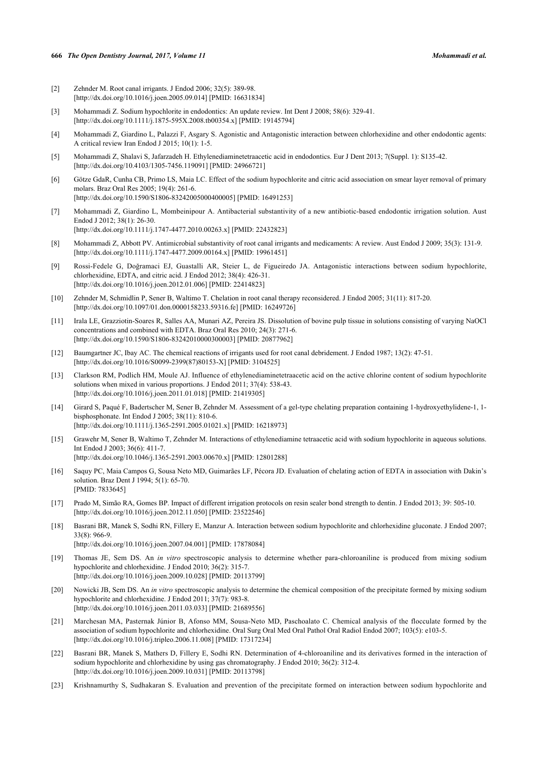[2] Zehnder M. Root canal irrigants. J Endod 2006; 32(5): 389-98.
[http://dx.doi.org/10.1016/j.joen.2005.09.014] [PMID: 16631834]

[3] Mohammadi Z. Sodium hypochlorite in endodontics: An update review. Int Dent J 2008; 58(6): 329-41.
[http://dx.doi.org/10.1111/j.1875-595X.2008.tb00354.x] [PMID: 19145794]

[4] Mohammadi Z, Giardino L, Palazzi F, Asgary S. Agonistic and Antagonistic interaction between chlorhexidine and other endodontic agents: A critical review Iran Endod J 2015; 10(1): 1-5.

[5] Mohammadi Z, Shalavi S, Jafarzadeh H. Ethylenediaminetetraacetic acid in endodontics. Eur J Dent 2013; 7(Suppl. 1): S135-42.
[http://dx.doi.org/10.4103/1305-7456.119091] [PMID: 24966721]

[6] Götze GdaR, Cunha CB, Primo LS, Maia LC. Effect of the sodium hypochlorite and citric acid association on smear layer removal of primary molars. Braz Oral Res 2005; 19(4): 261-6.
[http://dx.doi.org/10.1590/S1806-83242005000400005] [PMID: 16491253]

[7] Mohammadi Z, Giardino L, Mombeinipour A. Antibacterial substantivity of a new antibiotic-based endodontic irrigation solution. Aust Endod J 2012; 38(1): 26-30.
[http://dx.doi.org/10.1111/j.1747-4477.2010.00263.x] [PMID: 22432823]

[8] Mohammadi Z, Abbott PV. Antimicrobial substantivity of root canal irrigants and medicaments: A review. Aust Endod J 2009; 35(3): 131-9.
[http://dx.doi.org/10.1111/j.1747-4477.2009.00164.x] [PMID: 19961451]

[9] Rossi-Fedele G, Doğramaci EJ, Guastalli AR, Steier L, de Figueiredo JA. Antagonistic interactions between sodium hypochlorite, chlorhexidine, EDTA, and citric acid. J Endod 2012; 38(4): 426-31.
[http://dx.doi.org/10.1016/j.joen.2012.01.006] [PMID: 22414823]

[10] Zehnder M, Schmidlin P, Sener B, Waltimo T. Chelation in root canal therapy reconsidered. J Endod 2005; 31(11): 817-20.
[http://dx.doi.org/10.1097/01.don.0000158233.59316.fe] [PMID: 16249726]

[11] Irala LE, Grazziotin-Soares R, Salles AA, Munari AZ, Pereira JS. Dissolution of bovine pulp tissue in solutions consisting of varying NaOCl concentrations and combined with EDTA. Braz Oral Res 2010; 24(3): 271-6.
[http://dx.doi.org/10.1590/S1806-83242010000300003] [PMID: 20877962]

[12] Baumgartner JC, Ibay AC. The chemical reactions of irrigants used for root canal debridement. J Endod 1987; 13(2): 47-51.
[http://dx.doi.org/10.1016/S0099-2399(87)80153-X] [PMID: 3104525]

[13] Clarkson RM, Podlich HM, Moule AJ. Influence of ethylenediaminetetraacetic acid on the active chlorine content of sodium hypochlorite solutions when mixed in various proportions. J Endod 2011; 37(4): 538-43.
[http://dx.doi.org/10.1016/j.joen.2011.01.018] [PMID: 21419305]

[14] Girard S, Paqué F, Badertscher M, Sener B, Zehnder M. Assessment of a gel-type chelating preparation containing 1-hydroxyethylidene-1, 1-bisphosphonate. Int Endod J 2005; 38(11): 810-6.
[http://dx.doi.org/10.1111/j.1365-2591.2005.01021.x] [PMID: 16218973]

[15] Grawehr M, Sener B, Waltimo T, Zehnder M. Interactions of ethylenediamine tetraacetic acid with sodium hypochlorite in aqueous solutions. Int Endod J 2003; 36(6): 411-7.
[http://dx.doi.org/10.1046/j.1365-2591.2003.00670.x] [PMID: 12801288]

[16] Saquy PC, Maia Campos G, Sousa Neto MD, Guimarães LF, Pécora JD. Evaluation of chelating action of EDTA in association with Dakin's solution. Braz Dent J 1994; 5(1): 65-70.
[PMID: 7833645]

[17] Prado M, Simão RA, Gomes BP. Impact of different irrigation protocols on resin sealer bond strength to dentin. J Endod 2013; 39: 505-10.
[http://dx.doi.org/10.1016/j.joen.2012.11.050] [PMID: 23522546]

[18] Basrani BR, Manek S, Sodhi RN, Fillery E, Manzur A. Interaction between sodium hypochlorite and chlorhexidine gluconate. J Endod 2007; 33(8): 966-9.
[http://dx.doi.org/10.1016/j.joen.2007.04.001] [PMID: 17878084]

[19] Thomas JE, Sem DS. An *in vitro* spectroscopic analysis to determine whether para-chloroaniline is produced from mixing sodium hypochlorite and chlorhexidine. J Endod 2010; 36(2): 315-7.
[http://dx.doi.org/10.1016/j.joen.2009.10.028] [PMID: 20113799]

[20] Nowicki JB, Sem DS. An *in vitro* spectroscopic analysis to determine the chemical composition of the precipitate formed by mixing sodium hypochlorite and chlorhexidine. J Endod 2011; 37(7): 983-8.
[http://dx.doi.org/10.1016/j.joen.2011.03.033] [PMID: 21689556]

[21] Marchesan MA, Pasternak Júnior B, Afonso MM, Sousa-Neto MD, Paschoalato C. Chemical analysis of the flocculate formed by the association of sodium hypochlorite and chlorhexidine. Oral Surg Oral Med Oral Pathol Oral Radiol Endod 2007; 103(5): e103-5.
[http://dx.doi.org/10.1016/j.tripleo.2006.11.008] [PMID: 17317234]

[22] Basrani BR, Manek S, Mathers D, Fillery E, Sodhi RN. Determination of 4-chloroaniline and its derivatives formed in the interaction of sodium hypochlorite and chlorhexidine by using gas chromatography. J Endod 2010; 36(2): 312-4.
[http://dx.doi.org/10.1016/j.joen.2009.10.031] [PMID: 20113798]

[23] Krishnamurthy S, Sudhakaran S. Evaluation and prevention of the precipitate formed on interaction between sodium hypochlorite and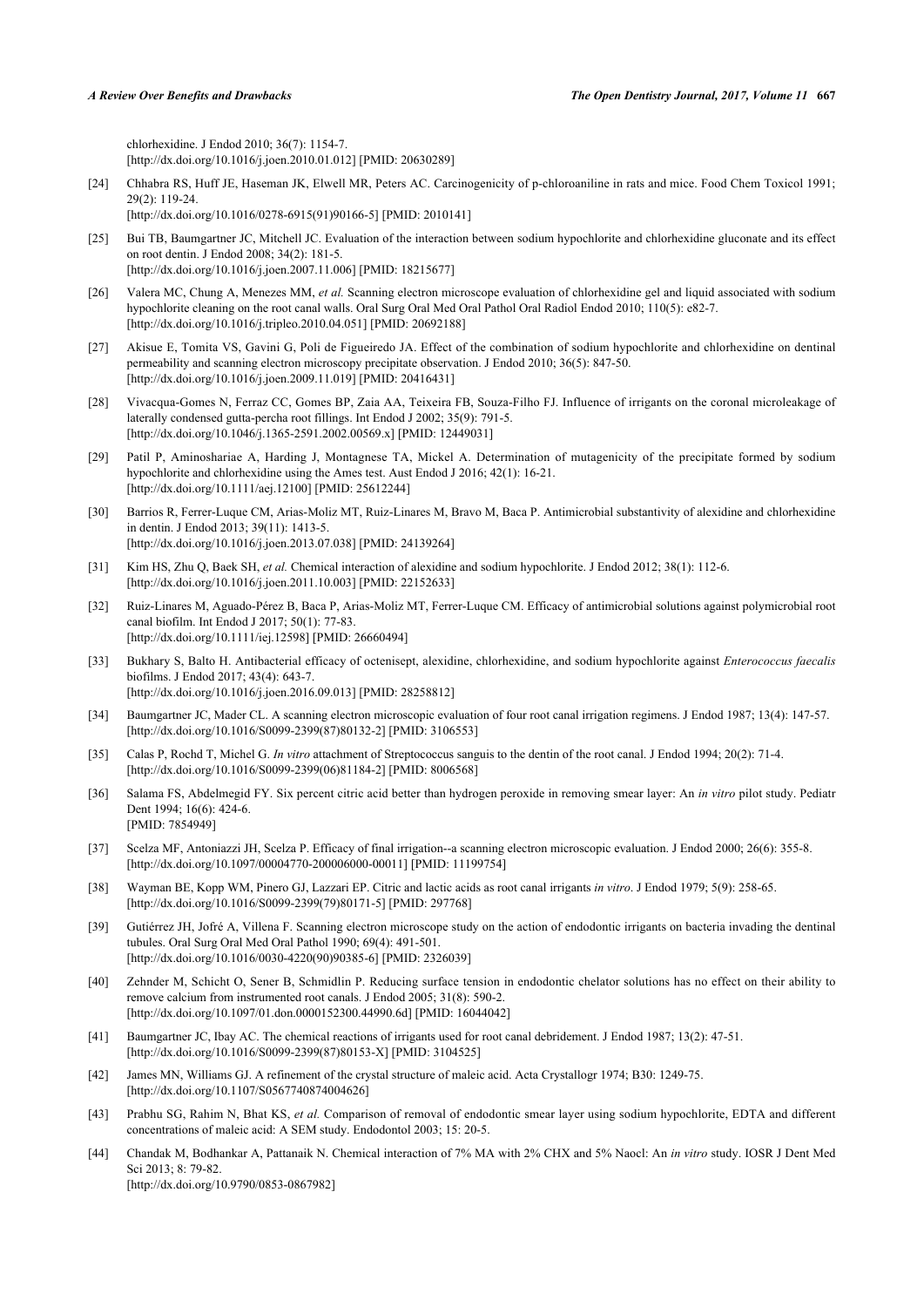chlorhexidine. J Endod 2010; 36(7): 1154-7.
[http://dx.doi.org/10.1016/j.joen.2010.01.012] [PMID: 20630289]

[24] Chhabra RS, Huff JE, Haseman JK, Elwell MR, Peters AC. Carcinogenicity of p-chloroaniline in rats and mice. Food Chem Toxicol 1991; 29(2): 119-24.
[http://dx.doi.org/10.1016/0278-6915(91)90166-5] [PMID: 2010141]

[25] Bui TB, Baumgartner JC, Mitchell JC. Evaluation of the interaction between sodium hypochlorite and chlorhexidine gluconate and its effect on root dentin. J Endod 2008; 34(2): 181-5.
[http://dx.doi.org/10.1016/j.joen.2007.11.006] [PMID: 18215677]

[26] Valera MC, Chung A, Menezes MM, *et al.* Scanning electron microscope evaluation of chlorhexidine gel and liquid associated with sodium hypochlorite cleaning on the root canal walls. Oral Surg Oral Med Oral Pathol Oral Radiol Endod 2010; 110(5): e82-7.
[http://dx.doi.org/10.1016/j.tripleo.2010.04.051] [PMID: 20692188]

[27] Akisue E, Tomita VS, Gavini G, Poli de Figueiredo JA. Effect of the combination of sodium hypochlorite and chlorhexidine on dentinal permeability and scanning electron microscopy precipitate observation. J Endod 2010; 36(5): 847-50.
[http://dx.doi.org/10.1016/j.joen.2009.11.019] [PMID: 20416431]

[28] Vivacqua-Gomes N, Ferraz CC, Gomes BP, Zaia AA, Teixeira FB, Souza-Filho FJ. Influence of irrigants on the coronal microleakage of laterally condensed gutta-percha root fillings. Int Endod J 2002; 35(9): 791-5.
[http://dx.doi.org/10.1046/j.1365-2591.2002.00569.x] [PMID: 12449031]

[29] Patil P, Aminoshariae A, Harding J, Montagnese TA, Mickel A. Determination of mutagenicity of the precipitate formed by sodium hypochlorite and chlorhexidine using the Ames test. Aust Endod J 2016; 42(1): 16-21.
[http://dx.doi.org/10.1111/aej.12100] [PMID: 25612244]

[30] Barrios R, Ferrer-Luque CM, Arias-Moliz MT, Ruiz-Linares M, Bravo M, Baca P. Antimicrobial substantivity of alexidine and chlorhexidine in dentin. J Endod 2013; 39(11): 1413-5.
[http://dx.doi.org/10.1016/j.joen.2013.07.038] [PMID: 24139264]

[31] Kim HS, Zhu Q, Baek SH, *et al.* Chemical interaction of alexidine and sodium hypochlorite. J Endod 2012; 38(1): 112-6.
[http://dx.doi.org/10.1016/j.joen.2011.10.003] [PMID: 22152633]

[32] Ruiz-Linares M, Aguado-Pérez B, Baca P, Arias-Moliz MT, Ferrer-Luque CM. Efficacy of antimicrobial solutions against polymicrobial root canal biofilm. Int Endod J 2017; 50(1): 77-83.
[http://dx.doi.org/10.1111/iej.12598] [PMID: 26660494]

[33] Bukhary S, Balto H. Antibacterial efficacy of octenisept, alexidine, chlorhexidine, and sodium hypochlorite against *Enterococcus faecalis* biofilms. J Endod 2017; 43(4): 643-7.
[http://dx.doi.org/10.1016/j.joen.2016.09.013] [PMID: 28258812]

[34] Baumgartner JC, Mader CL. A scanning electron microscopic evaluation of four root canal irrigation regimens. J Endod 1987; 13(4): 147-57.
[http://dx.doi.org/10.1016/S0099-2399(87)80132-2] [PMID: 3106553]

[35] Calas P, Rochd T, Michel G. *In vitro* attachment of Streptococcus sanguis to the dentin of the root canal. J Endod 1994; 20(2): 71-4.
[http://dx.doi.org/10.1016/S0099-2399(06)81184-2] [PMID: 8006568]

[36] Salama FS, Abdelmegid FY. Six percent citric acid better than hydrogen peroxide in removing smear layer: An *in vitro* pilot study. Pediatr Dent 1994; 16(6): 424-6.
[PMID: 7854949]

[37] Scelza MF, Antoniazzi JH, Scelza P. Efficacy of final irrigation--a scanning electron microscopic evaluation. J Endod 2000; 26(6): 355-8.
[http://dx.doi.org/10.1097/00004770-200006000-00011] [PMID: 11199754]

[38] Wayman BE, Kopp WM, Pinero GJ, Lazzari EP. Citric and lactic acids as root canal irrigants *in vitro*. J Endod 1979; 5(9): 258-65.
[http://dx.doi.org/10.1016/S0099-2399(79)80171-5] [PMID: 297768]

[39] Gutiérrez JH, Jofré A, Villena F. Scanning electron microscope study on the action of endodontic irrigants on bacteria invading the dentinal tubules. Oral Surg Oral Med Oral Pathol 1990; 69(4): 491-501.
[http://dx.doi.org/10.1016/0030-4220(90)90385-6] [PMID: 2326039]

[40] Zehnder M, Schicht O, Sener B, Schmidlin P. Reducing surface tension in endodontic chelator solutions has no effect on their ability to remove calcium from instrumented root canals. J Endod 2005; 31(8): 590-2.
[http://dx.doi.org/10.1097/01.don.0000152300.44990.6d] [PMID: 16044042]

[41] Baumgartner JC, Ibay AC. The chemical reactions of irrigants used for root canal debridement. J Endod 1987; 13(2): 47-51.
[http://dx.doi.org/10.1016/S0099-2399(87)80153-X] [PMID: 3104525]

[42] James MN, Williams GJ. A refinement of the crystal structure of maleic acid. Acta Crystallogr 1974; B30: 1249-75.
[http://dx.doi.org/10.1107/S0567740874004626]

[43] Prabhu SG, Rahim N, Bhat KS, *et al.* Comparison of removal of endodontic smear layer using sodium hypochlorite, EDTA and different concentrations of maleic acid: A SEM study. Endodontol 2003; 15: 20-5.

[44] Chandak M, Bodhankar A, Pattanaik N. Chemical interaction of 7% MA with 2% CHX and 5% Naocl: An *in vitro* study. IOSR J Dent Med Sci 2013; 8: 79-82.
[http://dx.doi.org/10.9790/0853-0867982]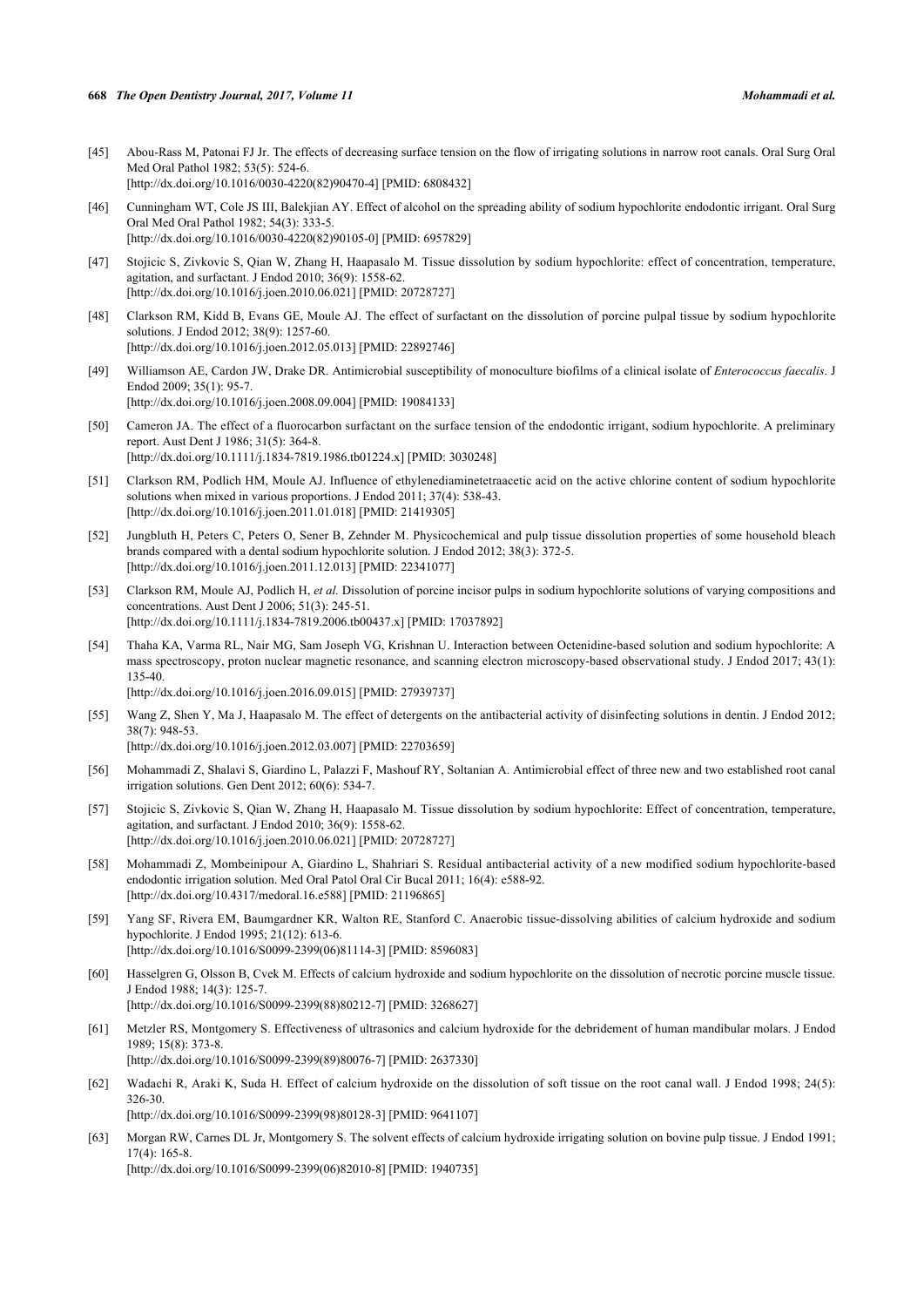[45] Abou-Rass M, Patonai FJ Jr. The effects of decreasing surface tension on the flow of irrigating solutions in narrow root canals. Oral Surg Oral Med Oral Pathol 1982; 53(5): 524-6.
[http://dx.doi.org/10.1016/0030-4220(82)90470-4] [PMID: 6808432]

[46] Cunningham WT, Cole JS III, Balekjian AY. Effect of alcohol on the spreading ability of sodium hypochlorite endodontic irrigant. Oral Surg Oral Med Oral Pathol 1982; 54(3): 333-5.
[http://dx.doi.org/10.1016/0030-4220(82)90105-0] [PMID: 6957829]

[47] Stojicic S, Zivkovic S, Qian W, Zhang H, Haapasalo M. Tissue dissolution by sodium hypochlorite: effect of concentration, temperature, agitation, and surfactant. J Endod 2010; 36(9): 1558-62.
[http://dx.doi.org/10.1016/j.joen.2010.06.021] [PMID: 20728727]

[48] Clarkson RM, Kidd B, Evans GE, Moule AJ. The effect of surfactant on the dissolution of porcine pulpal tissue by sodium hypochlorite solutions. J Endod 2012; 38(9): 1257-60.
[http://dx.doi.org/10.1016/j.joen.2012.05.013] [PMID: 22892746]

[49] Williamson AE, Cardon JW, Drake DR. Antimicrobial susceptibility of monoculture biofilms of a clinical isolate of *Enterococcus faecalis*. J Endod 2009; 35(1): 95-7.
[http://dx.doi.org/10.1016/j.joen.2008.09.004] [PMID: 19084133]

[50] Cameron JA. The effect of a fluorocarbon surfactant on the surface tension of the endodontic irrigant, sodium hypochlorite. A preliminary report. Aust Dent J 1986; 31(5): 364-8.
[http://dx.doi.org/10.1111/j.1834-7819.1986.tb01224.x] [PMID: 3030248]

[51] Clarkson RM, Podlich HM, Moule AJ. Influence of ethylenediaminetetraacetic acid on the active chlorine content of sodium hypochlorite solutions when mixed in various proportions. J Endod 2011; 37(4): 538-43.
[http://dx.doi.org/10.1016/j.joen.2011.01.018] [PMID: 21419305]

[52] Jungbluth H, Peters C, Peters O, Sener B, Zehnder M. Physicochemical and pulp tissue dissolution properties of some household bleach brands compared with a dental sodium hypochlorite solution. J Endod 2012; 38(3): 372-5.
[http://dx.doi.org/10.1016/j.joen.2011.12.013] [PMID: 22341077]

[53] Clarkson RM, Moule AJ, Podlich H, *et al.* Dissolution of porcine incisor pulps in sodium hypochlorite solutions of varying compositions and concentrations. Aust Dent J 2006; 51(3): 245-51.
[http://dx.doi.org/10.1111/j.1834-7819.2006.tb00437.x] [PMID: 17037892]

[54] Thaha KA, Varma RL, Nair MG, Sam Joseph VG, Krishnan U. Interaction between Octenidine-based solution and sodium hypochlorite: A mass spectroscopy, proton nuclear magnetic resonance, and scanning electron microscopy-based observational study. J Endod 2017; 43(1): 135-40.
[http://dx.doi.org/10.1016/j.joen.2016.09.015] [PMID: 27939737]

[55] Wang Z, Shen Y, Ma J, Haapasalo M. The effect of detergents on the antibacterial activity of disinfecting solutions in dentin. J Endod 2012; 38(7): 948-53.
[http://dx.doi.org/10.1016/j.joen.2012.03.007] [PMID: 22703659]

[56] Mohammadi Z, Shalavi S, Giardino L, Palazzi F, Mashouf RY, Soltanian A. Antimicrobial effect of three new and two established root canal irrigation solutions. Gen Dent 2012; 60(6): 534-7.

[57] Stojicic S, Zivkovic S, Qian W, Zhang H, Haapasalo M. Tissue dissolution by sodium hypochlorite: Effect of concentration, temperature, agitation, and surfactant. J Endod 2010; 36(9): 1558-62.
[http://dx.doi.org/10.1016/j.joen.2010.06.021] [PMID: 20728727]

[58] Mohammadi Z, Mombeinipour A, Giardino L, Shahriari S. Residual antibacterial activity of a new modified sodium hypochlorite-based endodontic irrigation solution. Med Oral Patol Oral Cir Bucal 2011; 16(4): e588-92.
[http://dx.doi.org/10.4317/medoral.16.e588] [PMID: 21196865]

[59] Yang SF, Rivera EM, Baumgardner KR, Walton RE, Stanford C. Anaerobic tissue-dissolving abilities of calcium hydroxide and sodium hypochlorite. J Endod 1995; 21(12): 613-6.
[http://dx.doi.org/10.1016/S0099-2399(06)81114-3] [PMID: 8596083]

[60] Hasselgren G, Olsson B, Cvek M. Effects of calcium hydroxide and sodium hypochlorite on the dissolution of necrotic porcine muscle tissue. J Endod 1988; 14(3): 125-7.
[http://dx.doi.org/10.1016/S0099-2399(88)80212-7] [PMID: 3268627]

[61] Metzler RS, Montgomery S. Effectiveness of ultrasonics and calcium hydroxide for the debridement of human mandibular molars. J Endod 1989; 15(8): 373-8.
[http://dx.doi.org/10.1016/S0099-2399(89)80076-7] [PMID: 2637330]

[62] Wadachi R, Araki K, Suda H. Effect of calcium hydroxide on the dissolution of soft tissue on the root canal wall. J Endod 1998; 24(5): 326-30.
[http://dx.doi.org/10.1016/S0099-2399(98)80128-3] [PMID: 9641107]

[63] Morgan RW, Carnes DL Jr, Montgomery S. The solvent effects of calcium hydroxide irrigating solution on bovine pulp tissue. J Endod 1991; 17(4): 165-8.
[http://dx.doi.org/10.1016/S0099-2399(06)82010-8] [PMID: 1940735]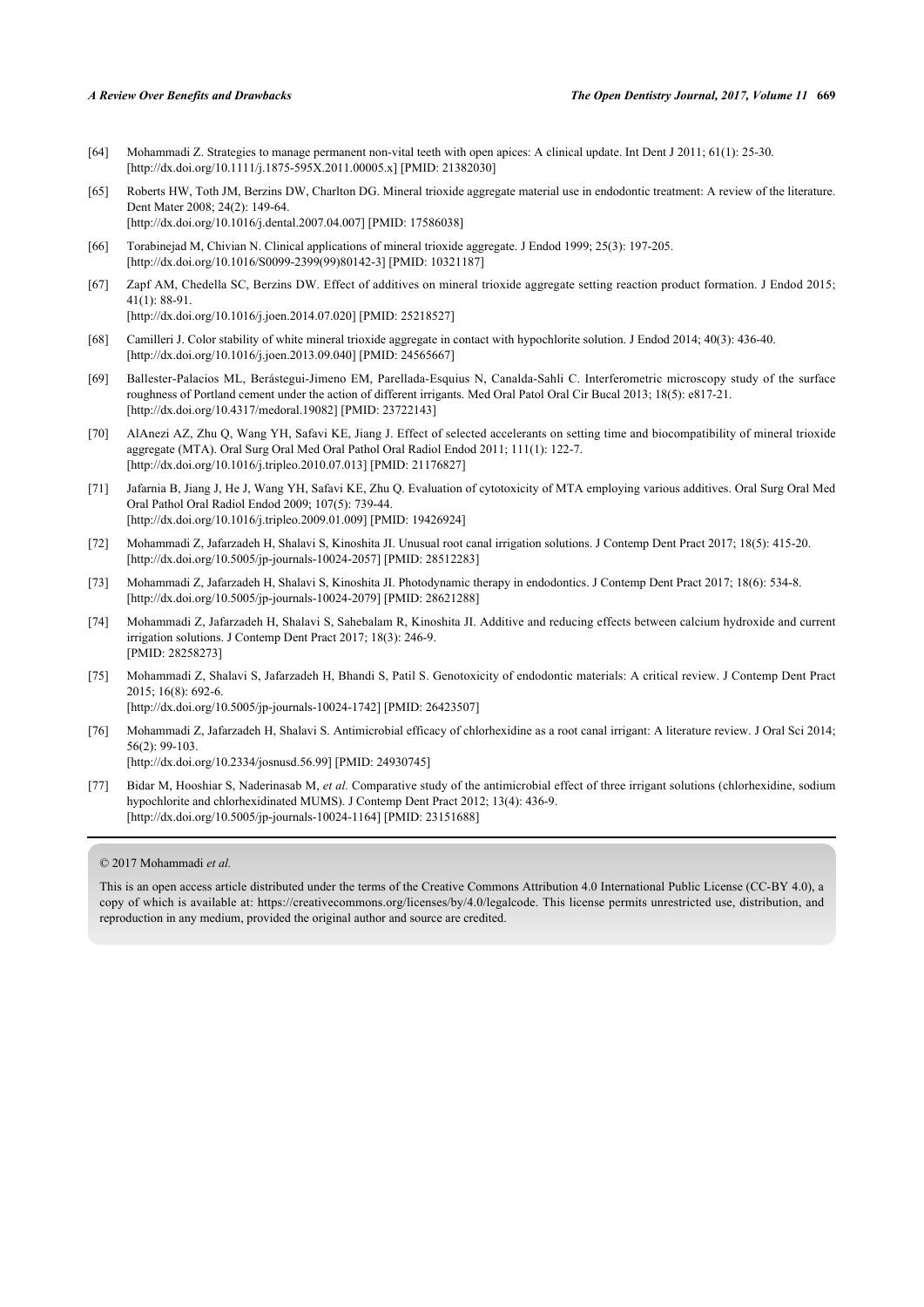[64] Mohammadi Z. Strategies to manage permanent non-vital teeth with open apices: A clinical update. Int Dent J 2011; 61(1): 25-30. [http://dx.doi.org/10.1111/j.1875-595X.2011.00005.x] [PMID: 21382030]

[65] Roberts HW, Toth JM, Berzins DW, Charlton DG. Mineral trioxide aggregate material use in endodontic treatment: A review of the literature. Dent Mater 2008; 24(2): 149-64. [http://dx.doi.org/10.1016/j.dental.2007.04.007] [PMID: 17586038]

[66] Torabinejad M, Chivian N. Clinical applications of mineral trioxide aggregate. J Endod 1999; 25(3): 197-205. [http://dx.doi.org/10.1016/S0099-2399(99)80142-3] [PMID: 10321187]

[67] Zapf AM, Chedella SC, Berzins DW. Effect of additives on mineral trioxide aggregate setting reaction product formation. J Endod 2015; 41(1): 88-91. [http://dx.doi.org/10.1016/j.joen.2014.07.020] [PMID: 25218527]

[68] Camilleri J. Color stability of white mineral trioxide aggregate in contact with hypochlorite solution. J Endod 2014; 40(3): 436-40. [http://dx.doi.org/10.1016/j.joen.2013.09.040] [PMID: 24565667]

[69] Ballester-Palacios ML, Berástegui-Jimeno EM, Parellada-Esquius N, Canalda-Sahli C. Interferometric microscopy study of the surface roughness of Portland cement under the action of different irrigants. Med Oral Patol Oral Cir Bucal 2013; 18(5): e817-21. [http://dx.doi.org/10.4317/medoral.19082] [PMID: 23722143]

[70] AlAnezi AZ, Zhu Q, Wang YH, Safavi KE, Jiang J. Effect of selected accelerants on setting time and biocompatibility of mineral trioxide aggregate (MTA). Oral Surg Oral Med Oral Pathol Oral Radiol Endod 2011; 111(1): 122-7. [http://dx.doi.org/10.1016/j.tripleo.2010.07.013] [PMID: 21176827]

[71] Jafarnia B, Jiang J, He J, Wang YH, Safavi KE, Zhu Q. Evaluation of cytotoxicity of MTA employing various additives. Oral Surg Oral Med Oral Pathol Oral Radiol Endod 2009; 107(5): 739-44. [http://dx.doi.org/10.1016/j.tripleo.2009.01.009] [PMID: 19426924]

[72] Mohammadi Z, Jafarzadeh H, Shalavi S, Kinoshita JI. Unusual root canal irrigation solutions. J Contemp Dent Pract 2017; 18(5): 415-20. [http://dx.doi.org/10.5005/jp-journals-10024-2057] [PMID: 28512283]

[73] Mohammadi Z, Jafarzadeh H, Shalavi S, Kinoshita JI. Photodynamic therapy in endodontics. J Contemp Dent Pract 2017; 18(6): 534-8. [http://dx.doi.org/10.5005/jp-journals-10024-2079] [PMID: 28621288]

[74] Mohammadi Z, Jafarzadeh H, Shalavi S, Sahebalam R, Kinoshita JI. Additive and reducing effects between calcium hydroxide and current irrigation solutions. J Contemp Dent Pract 2017; 18(3): 246-9. [PMID: 28258273]

[75] Mohammadi Z, Shalavi S, Jafarzadeh H, Bhandi S, Patil S. Genotoxicity of endodontic materials: A critical review. J Contemp Dent Pract 2015; 16(8): 692-6. [http://dx.doi.org/10.5005/jp-journals-10024-1742] [PMID: 26423507]

[76] Mohammadi Z, Jafarzadeh H, Shalavi S. Antimicrobial efficacy of chlorhexidine as a root canal irrigant: A literature review. J Oral Sci 2014; 56(2): 99-103. [http://dx.doi.org/10.2334/josnusd.56.99] [PMID: 24930745]

[77] Bidar M, Hooshiar S, Naderinasab M, *et al.* Comparative study of the antimicrobial effect of three irrigant solutions (chlorhexidine, sodium hypochlorite and chlorhexidinated MUMS). J Contemp Dent Pract 2012; 13(4): 436-9. [http://dx.doi.org/10.5005/jp-journals-10024-1164] [PMID: 23151688]

© 2017 Mohammadi *et al.*

This is an open access article distributed under the terms of the Creative Commons Attribution 4.0 International Public License (CC-BY 4.0), a copy of which is available at: https://creativecommons.org/licenses/by/4.0/legalcode. This license permits unrestricted use, distribution, and reproduction in any medium, provided the original author and source are credited.